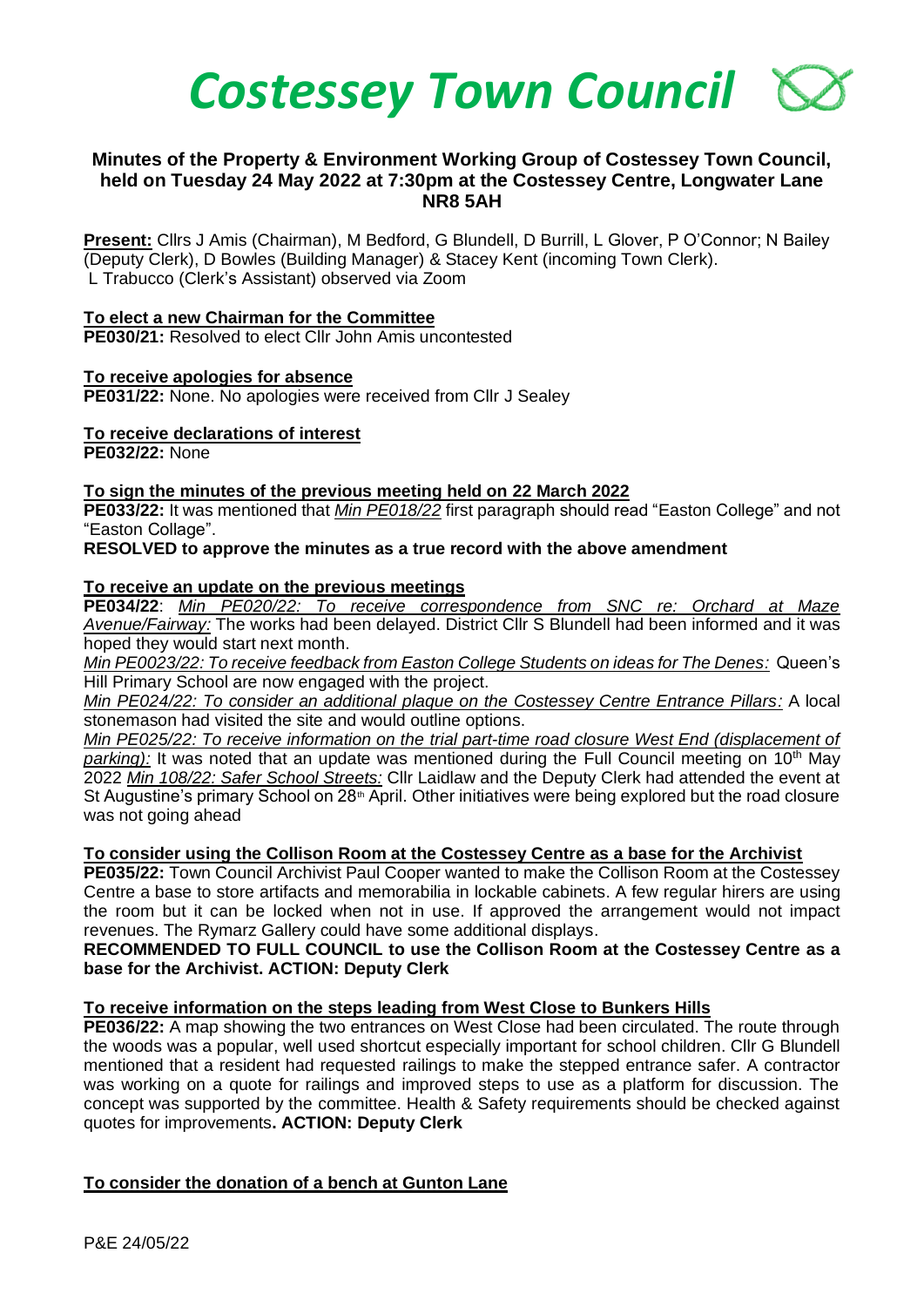# *Costessey Town Council*

## Minutes of the Property & Environment Working Group of Costessey Town Council, held on Tuesday 24 May 2022 at 7:30pm at the Costessey Centre, Longwater Lane NR8 5AH

**Present:** Cllrs J Amis (Chairman), M Bedford, G Blundell, D Burrill, L Glover, P O'Connor; N Bailey (Deputy Clerk), D Bowles (Building Manager) & Stacey Kent (incoming Town Clerk).
L Trabucco (Clerk's Assistant) observed via Zoom

**To elect a new Chairman for the Committee**
**PE030/21:** Resolved to elect Cllr John Amis uncontested

**To receive apologies for absence**
**PE031/22:** None. No apologies were received from Cllr J Sealey

**To receive declarations of interest**
**PE032/22:** None

**To sign the minutes of the previous meeting held on 22 March 2022**
**PE033/22:** It was mentioned that *Min PE018/22* first paragraph should read "Easton College" and not "Easton Collage".
**RESOLVED to approve the minutes as a true record with the above amendment**

**To receive an update on the previous meetings**
**PE034/22**: *Min PE020/22: To receive correspondence from SNC re: Orchard at Maze Avenue/Fairway:* The works had been delayed. District Cllr S Blundell had been informed and it was hoped they would start next month.
*Min PE0023/22: To receive feedback from Easton College Students on ideas for The Denes:* Queen's Hill Primary School are now engaged with the project.
*Min PE024/22: To consider an additional plaque on the Costessey Centre Entrance Pillars:* A local stonemason had visited the site and would outline options.
*Min PE025/22: To receive information on the trial part-time road closure West End (displacement of parking):* It was noted that an update was mentioned during the Full Council meeting on 10th May 2022 *Min 108/22: Safer School Streets:* Cllr Laidlaw and the Deputy Clerk had attended the event at St Augustine's primary School on 28th April. Other initiatives were being explored but the road closure was not going ahead

**To consider using the Collison Room at the Costessey Centre as a base for the Archivist**
**PE035/22:** Town Council Archivist Paul Cooper wanted to make the Collison Room at the Costessey Centre a base to store artifacts and memorabilia in lockable cabinets. A few regular hirers are using the room but it can be locked when not in use. If approved the arrangement would not impact revenues. The Rymarz Gallery could have some additional displays.
**RECOMMENDED TO FULL COUNCIL to use the Collison Room at the Costessey Centre as a base for the Archivist. ACTION: Deputy Clerk**

**To receive information on the steps leading from West Close to Bunkers Hills**
**PE036/22:** A map showing the two entrances on West Close had been circulated. The route through the woods was a popular, well used shortcut especially important for school children. Cllr G Blundell mentioned that a resident had requested railings to make the stepped entrance safer. A contractor was working on a quote for railings and improved steps to use as a platform for discussion. The concept was supported by the committee. Health & Safety requirements should be checked against quotes for improvements**. ACTION: Deputy Clerk**

**To consider the donation of a bench at Gunton Lane**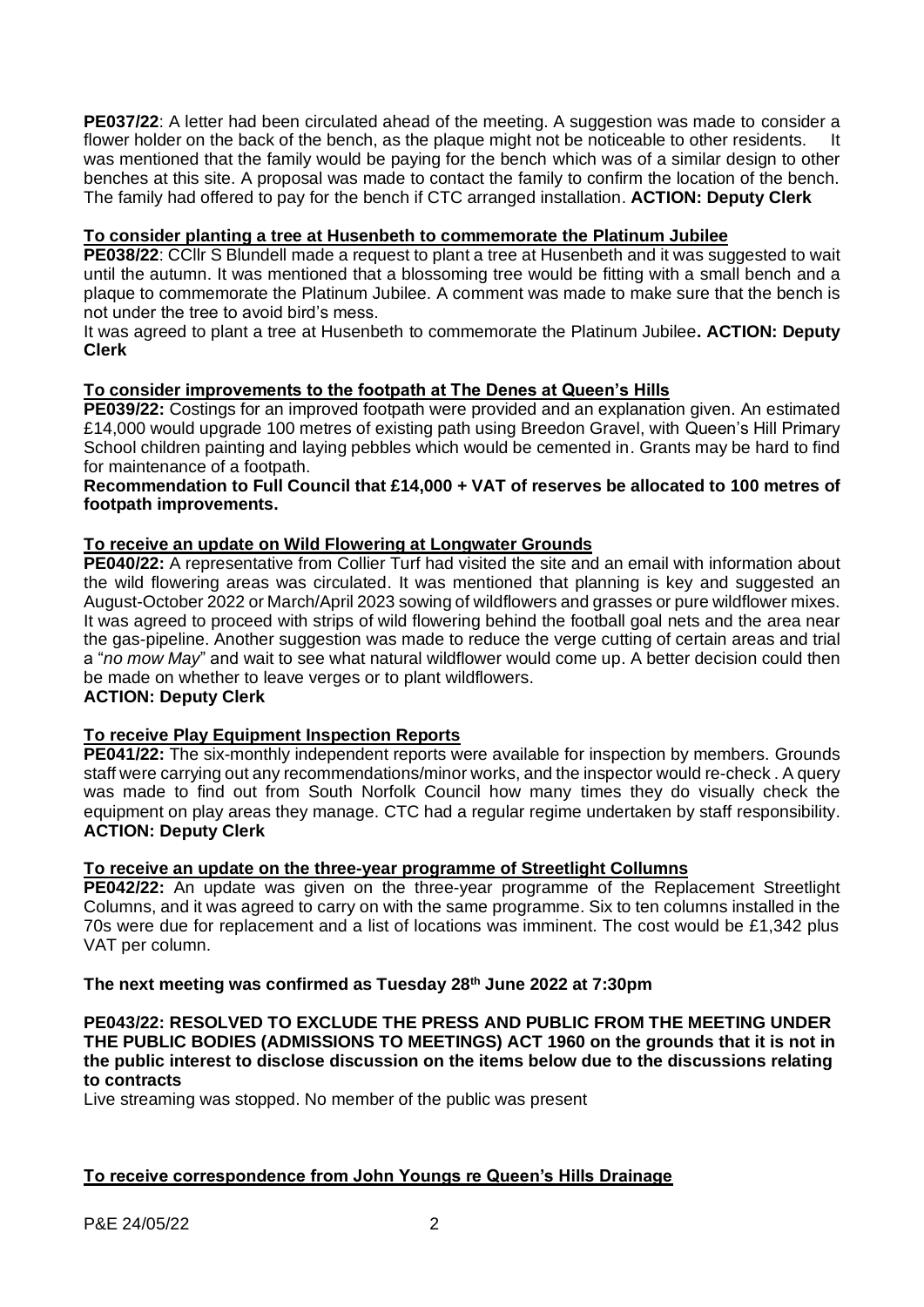**PE037/22**: A letter had been circulated ahead of the meeting. A suggestion was made to consider a flower holder on the back of the bench, as the plaque might not be noticeable to other residents. It was mentioned that the family would be paying for the bench which was of a similar design to other benches at this site. A proposal was made to contact the family to confirm the location of the bench. The family had offered to pay for the bench if CTC arranged installation. **ACTION: Deputy Clerk**

**To consider planting a tree at Husenbeth to commemorate the Platinum Jubilee**

**PE038/22**: CCllr S Blundell made a request to plant a tree at Husenbeth and it was suggested to wait until the autumn. It was mentioned that a blossoming tree would be fitting with a small bench and a plaque to commemorate the Platinum Jubilee. A comment was made to make sure that the bench is not under the tree to avoid bird's mess.

It was agreed to plant a tree at Husenbeth to commemorate the Platinum Jubilee**. ACTION: Deputy Clerk**

**To consider improvements to the footpath at The Denes at Queen's Hills**

**PE039/22:** Costings for an improved footpath were provided and an explanation given. An estimated £14,000 would upgrade 100 metres of existing path using Breedon Gravel, with Queen's Hill Primary School children painting and laying pebbles which would be cemented in. Grants may be hard to find for maintenance of a footpath.

**Recommendation to Full Council that £14,000 + VAT of reserves be allocated to 100 metres of footpath improvements.**

**To receive an update on Wild Flowering at Longwater Grounds**

**PE040/22:** A representative from Collier Turf had visited the site and an email with information about the wild flowering areas was circulated. It was mentioned that planning is key and suggested an August-October 2022 or March/April 2023 sowing of wildflowers and grasses or pure wildflower mixes. It was agreed to proceed with strips of wild flowering behind the football goal nets and the area near the gas-pipeline. Another suggestion was made to reduce the verge cutting of certain areas and trial a "*no mow May*" and wait to see what natural wildflower would come up. A better decision could then be made on whether to leave verges or to plant wildflowers.

**ACTION: Deputy Clerk**

**To receive Play Equipment Inspection Reports**

**PE041/22:** The six-monthly independent reports were available for inspection by members. Grounds staff were carrying out any recommendations/minor works, and the inspector would re-check . A query was made to find out from South Norfolk Council how many times they do visually check the equipment on play areas they manage. CTC had a regular regime undertaken by staff responsibility. **ACTION: Deputy Clerk**

**To receive an update on the three-year programme of Streetlight Collumns**

**PE042/22:** An update was given on the three-year programme of the Replacement Streetlight Columns, and it was agreed to carry on with the same programme. Six to ten columns installed in the 70s were due for replacement and a list of locations was imminent. The cost would be £1,342 plus VAT per column.

**The next meeting was confirmed as Tuesday 28th June 2022 at 7:30pm**

**PE043/22: RESOLVED TO EXCLUDE THE PRESS AND PUBLIC FROM THE MEETING UNDER THE PUBLIC BODIES (ADMISSIONS TO MEETINGS) ACT 1960 on the grounds that it is not in the public interest to disclose discussion on the items below due to the discussions relating to contracts**

Live streaming was stopped. No member of the public was present

**To receive correspondence from John Youngs re Queen's Hills Drainage**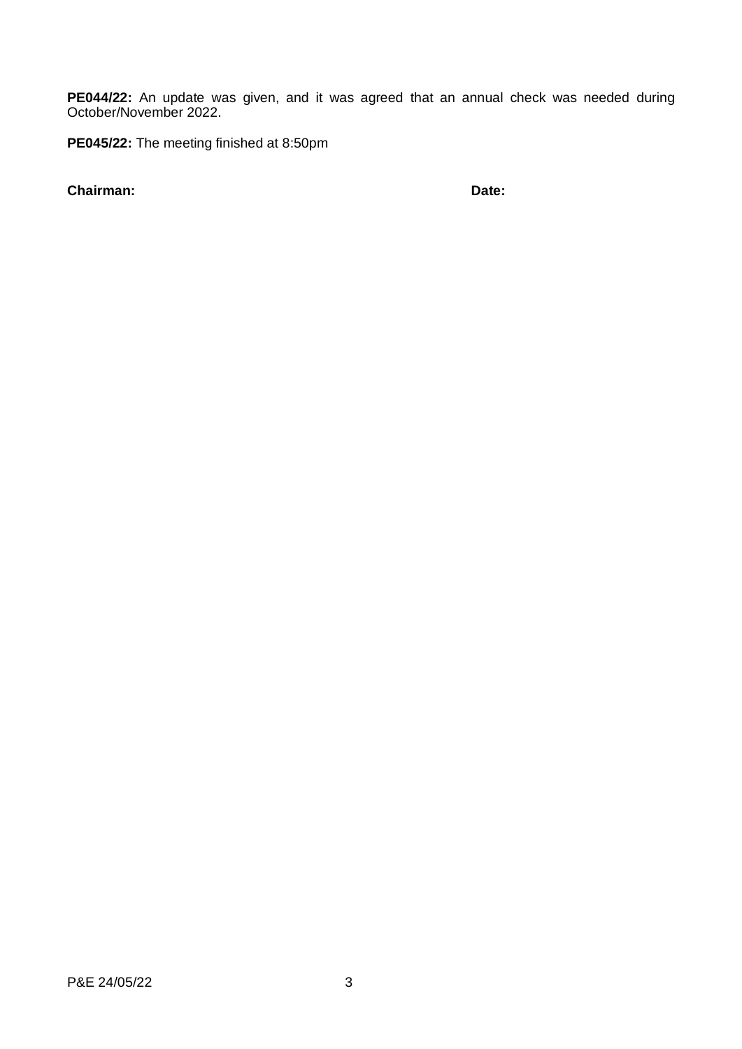**PE044/22:** An update was given, and it was agreed that an annual check was needed during October/November 2022.

**PE045/22:** The meeting finished at 8:50pm

**Chairman:** **Date:**